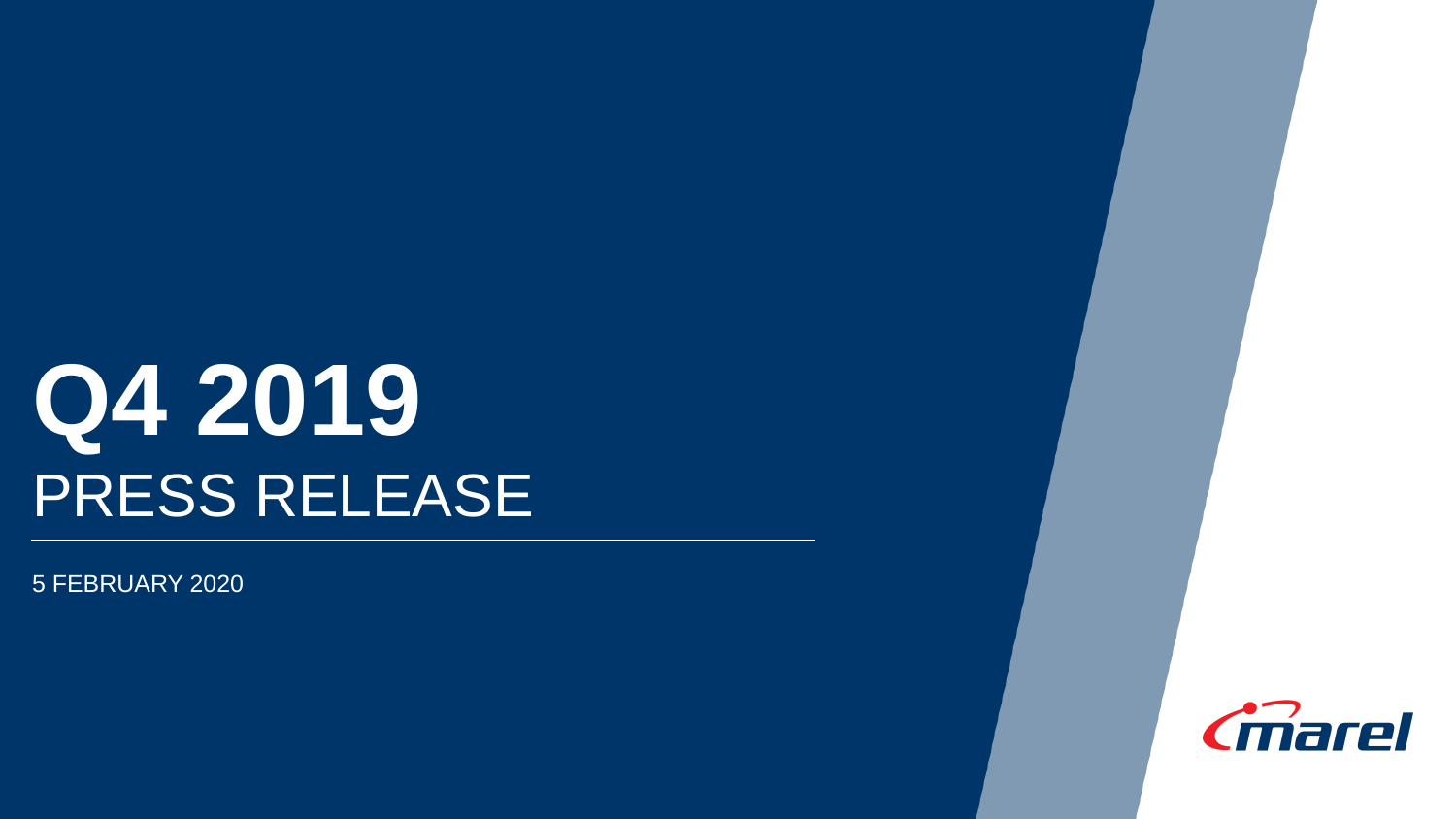# Q4 2019

## PRESS RELEASE

5 FEBRUARY 2020

marel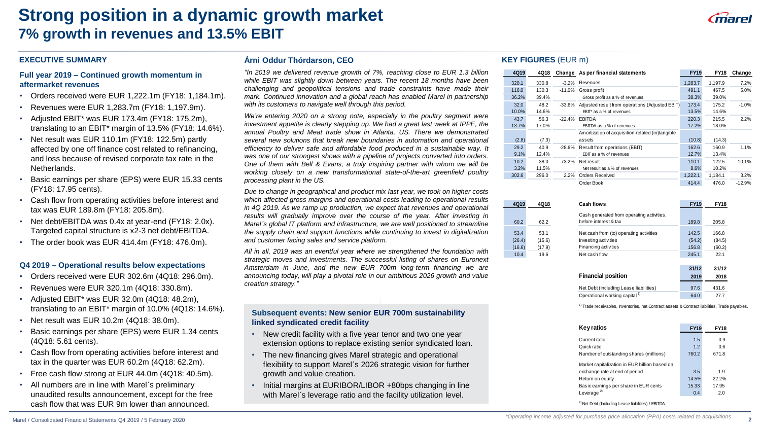# Strong position in a dynamic growth market
## 7% growth in revenues and 13.5% EBIT

### EXECUTIVE SUMMARY

**Full year 2019 – Continued growth momentum in aftermarket revenues**

- Orders received were EUR 1,222.1m (FY18: 1,184.1m).
- Revenues were EUR 1,283.7m (FY18: 1,197.9m).
- Adjusted EBIT* was EUR 173.4m (FY18: 175.2m), translating to an EBIT* margin of 13.5% (FY18: 14.6%).
- Net result was EUR 110.1m (FY18: 122.5m) partly affected by one off finance cost related to refinancing, and loss because of revised corporate tax rate in the Netherlands.
- Basic earnings per share (EPS) were EUR 15.33 cents (FY18: 17.95 cents).
- Cash flow from operating activities before interest and tax was EUR 189.8m (FY18: 205.8m).
- Net debt/EBITDA was 0.4x at year-end (FY18: 2.0x). Targeted capital structure is x2-3 net debt/EBITDA.
- The order book was EUR 414.4m (FY18: 476.0m).

**Q4 2019 – Operational results below expectations**

- Orders received were EUR 302.6m (4Q18: 296.0m).
- Revenues were EUR 320.1m (4Q18: 330.8m).
- Adjusted EBIT* was EUR 32.0m (4Q18: 48.2m), translating to an EBIT* margin of 10.0% (4Q18: 14.6%).
- Net result was EUR 10.2m (4Q18: 38.0m).
- Basic earnings per share (EPS) were EUR 1.34 cents (4Q18: 5.61 cents).
- Cash flow from operating activities before interest and tax in the quarter was EUR 60.2m (4Q18: 62.2m).
- Free cash flow strong at EUR 44.0m (4Q18: 40.5m).
- All numbers are in line with Marel´s preliminary unaudited results announcement, except for the free cash flow that was EUR 9m lower than announced.

### Árni Oddur Thórdarson, CEO

*"In 2019 we delivered revenue growth of 7%, reaching close to EUR 1.3 billion while EBIT was slightly down between years. The recent 18 months have been challenging and geopolitical tensions and trade constraints have made their mark. Continued innovation and a global reach has enabled Marel in partnership with its customers to navigate well through this period.*

*We're entering 2020 on a strong note, especially in the poultry segment were investment appetite is clearly stepping up. We had a great last week at IPPE, the annual Poultry and Meat trade show in Atlanta, US. There we demonstrated several new solutions that break new boundaries in automation and operational efficiency to deliver safe and affordable food produced in a sustainable way. It was one of our strongest shows with a pipeline of projects converted into orders. One of them with Bell & Evans, a truly inspiring partner with whom we will be working closely on a new transformational state-of-the-art greenfield poultry processing plant in the US.*

*Due to change in geographical and product mix last year, we took on higher costs which affected gross margins and operational costs leading to operational results in 4Q 2019. As we ramp up production, we expect that revenues and operational results will gradually improve over the course of the year. After investing in Marel´s global IT platform and infrastructure, we are well positioned to streamline the supply chain and support functions while continuing to invest in digitalization and customer facing sales and service platform.*

*All in all, 2019 was an eventful year where we strengthened the foundation with strategic moves and investments. The successful listing of shares on Euronext Amsterdam in June, and the new EUR 700m long-term financing we are announcing today, will play a pivotal role in our ambitious 2026 growth and value creation strategy."*

**Subsequent events: New senior EUR 700m sustainability linked syndicated credit facility**

- New credit facility with a five year tenor and two one year extension options to replace existing senior syndicated loan.
- The new financing gives Marel strategic and operational flexibility to support Marel´s 2026 strategic vision for further growth and value creation.
- Initial margins at EURIBOR/LIBOR +80bps changing in line with Marel´s leverage ratio and the facility utilization level.

### KEY FIGURES (EUR m)

| 4Q19 | 4Q18 | Change | As per financial statements | FY19 | FY18 | Change |
|---|---|---|---|---|---|---|
| 320.1 | 330.8 | -3.2% | Revenues | 1,283.7 | 1,197.9 | 7.2% |
| 116.0 | 130.3 | -11.0% | Gross profit | 491.1 | 467.5 | 5.0% |
| 36.2% | 39.4% | | Gross profit as a % of revenues | 38.3% | 39.0% | |
| 32.0 | 48.2 | -33.6% | Adjusted result from operations (Adjusted EBIT) | 173.4 | 175.2 | -1.0% |
| 10.0% | 14.6% | | EBIT* as a % of revenues | 13.5% | 14.6% | |
| 43.7 | 56.3 | -22.4% | EBITDA | 220.3 | 215.5 | 2.2% |
| 13.7% | 17.0% | | EBITDA as a % of revenues | 17.2% | 18.0% | |
| (2.8) | (7.3) | | Amortization of acquisition-related (in)tangible assets | (10.8) | (14.3) | |
| 29.2 | 40.9 | -28.6% | Result from operations (EBIT) | 162.6 | 160.9 | 1.1% |
| 9.1% | 12.4% | | EBIT as a % of revenues | 12.7% | 13.4% | |
| 10.2 | 38.0 | -73.2% | Net result | 110.1 | 122.5 | -10.1% |
| 3.2% | 11.5% | | Net result as a % of revenues | 8.6% | 10.2% | |
| 302.6 | 296.0 | 2.2% | Orders Received | 1,222.1 | 1,184.1 | 3.2% |
| | | | Order Book | 414.4 | 476.0 | -12.9% |

| 4Q19 | 4Q18 | Cash flows | FY19 | FY18 |
|---|---|---|---|---|
| 60.2 | 62.2 | Cash generated from operating activities, before interest & tax | 189.8 | 205.8 |
| 53.4 | 53.1 | Net cash from (to) operating activities | 142.5 | 166.8 |
| (26.4) | (15.6) | Investing activities | (54.2) | (84.5) |
| (16.6) | (17.9) | Financing activities | 156.8 | (60.2) |
| 10.4 | 19.6 | Net cash flow | 245.1 | 22.1 |

| Financial position | 31/12 2019 | 31/12 2018 |
|---|---|---|
| Net Debt (Including Lease liabilities) | 97.6 | 431.6 |
| Operational working capital [1] | 64.0 | 27.7 |

[1] Trade receivables, Inventories, net Contract assets & Contract liabilities, Trade payables.

| Key ratios | FY19 | FY18 |
|---|---|---|
| Current ratio | 1.5 | 0.9 |
| Quick ratio | 1.2 | 0.6 |
| Number of outstanding shares (millions) | 760.2 | 671.8 |
| Market capitalization in EUR billion based on exchange rate at end of period | 3.5 | 1.9 |
| Return on equity | 14.5% | 22.2% |
| Basic earnings per share in EUR cents | 15.33 | 17.95 |
| Leverage [2] | 0.4 | 2.0 |

[2] Net Debt (Including Lease liabilities) / EBITDA.

*Operating income adjusted for purchase price allocation (PPA) costs related to acquisitions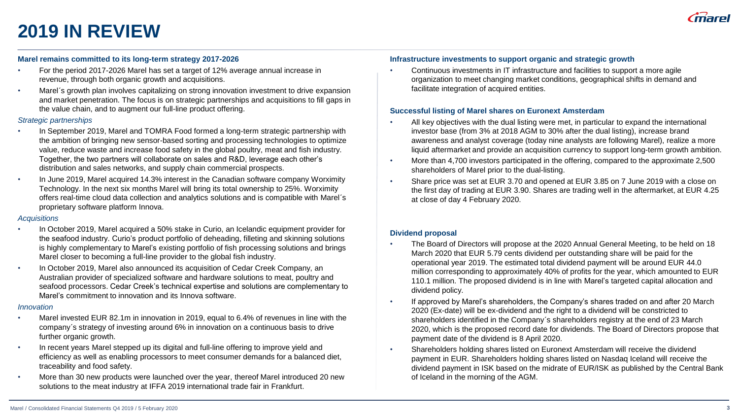# 2019 IN REVIEW

### Marel remains committed to its long-term strategy 2017-2026

- For the period 2017-2026 Marel has set a target of 12% average annual increase in revenue, through both organic growth and acquisitions.
- Marel´s growth plan involves capitalizing on strong innovation investment to drive expansion and market penetration. The focus is on strategic partnerships and acquisitions to fill gaps in the value chain, and to augment our full-line product offering.

*Strategic partnerships*

- In September 2019, Marel and TOMRA Food formed a long-term strategic partnership with the ambition of bringing new sensor-based sorting and processing technologies to optimize value, reduce waste and increase food safety in the global poultry, meat and fish industry. Together, the two partners will collaborate on sales and R&D, leverage each other's distribution and sales networks, and supply chain commercial prospects.
- In June 2019, Marel acquired 14.3% interest in the Canadian software company Worximity Technology. In the next six months Marel will bring its total ownership to 25%. Worximity offers real-time cloud data collection and analytics solutions and is compatible with Marel´s proprietary software platform Innova.

*Acquisitions*

- In October 2019, Marel acquired a 50% stake in Curio, an Icelandic equipment provider for the seafood industry. Curio's product portfolio of deheading, filleting and skinning solutions is highly complementary to Marel's existing portfolio of fish processing solutions and brings Marel closer to becoming a full-line provider to the global fish industry.
- In October 2019, Marel also announced its acquisition of Cedar Creek Company, an Australian provider of specialized software and hardware solutions to meat, poultry and seafood processors. Cedar Creek's technical expertise and solutions are complementary to Marel's commitment to innovation and its Innova software.

*Innovation*

- Marel invested EUR 82.1m in innovation in 2019, equal to 6.4% of revenues in line with the company´s strategy of investing around 6% in innovation on a continuous basis to drive further organic growth.
- In recent years Marel stepped up its digital and full-line offering to improve yield and efficiency as well as enabling processors to meet consumer demands for a balanced diet, traceability and food safety.
- More than 30 new products were launched over the year, thereof Marel introduced 20 new solutions to the meat industry at IFFA 2019 international trade fair in Frankfurt.

### Infrastructure investments to support organic and strategic growth

- Continuous investments in IT infrastructure and facilities to support a more agile organization to meet changing market conditions, geographical shifts in demand and facilitate integration of acquired entities.

### Successful listing of Marel shares on Euronext Amsterdam

- All key objectives with the dual listing were met, in particular to expand the international investor base (from 3% at 2018 AGM to 30% after the dual listing), increase brand awareness and analyst coverage (today nine analysts are following Marel), realize a more liquid aftermarket and provide an acquisition currency to support long-term growth ambition.
- More than 4,700 investors participated in the offering, compared to the approximate 2,500 shareholders of Marel prior to the dual-listing.
- Share price was set at EUR 3.70 and opened at EUR 3.85 on 7 June 2019 with a close on the first day of trading at EUR 3.90. Shares are trading well in the aftermarket, at EUR 4.25 at close of day 4 February 2020.

### Dividend proposal

- The Board of Directors will propose at the 2020 Annual General Meeting, to be held on 18 March 2020 that EUR 5.79 cents dividend per outstanding share will be paid for the operational year 2019. The estimated total dividend payment will be around EUR 44.0 million corresponding to approximately 40% of profits for the year, which amounted to EUR 110.1 million. The proposed dividend is in line with Marel's targeted capital allocation and dividend policy.
- If approved by Marel's shareholders, the Company's shares traded on and after 20 March 2020 (Ex-date) will be ex-dividend and the right to a dividend will be constricted to shareholders identified in the Company´s shareholders registry at the end of 23 March 2020, which is the proposed record date for dividends. The Board of Directors propose that payment date of the dividend is 8 April 2020.
- Shareholders holding shares listed on Euronext Amsterdam will receive the dividend payment in EUR. Shareholders holding shares listed on Nasdaq Iceland will receive the dividend payment in ISK based on the midrate of EUR/ISK as published by the Central Bank of Iceland in the morning of the AGM.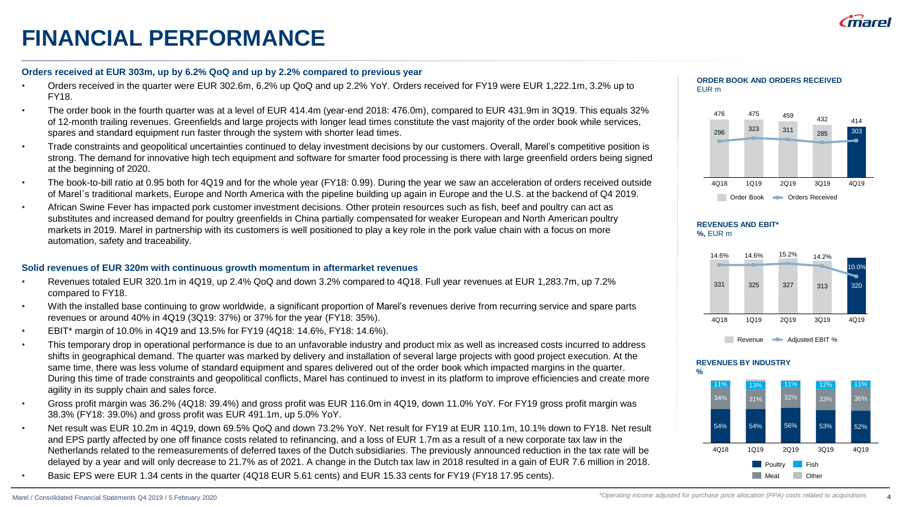# FINANCIAL PERFORMANCE

**Orders received at EUR 303m, up by 6.2% QoQ and up by 2.2% compared to previous year**

- Orders received in the quarter were EUR 302.6m, 6.2% up QoQ and up 2.2% YoY. Orders received for FY19 were EUR 1,222.1m, 3.2% up to FY18.
- The order book in the fourth quarter was at a level of EUR 414.4m (year-end 2018: 476.0m), compared to EUR 431.9m in 3Q19. This equals 32% of 12-month trailing revenues. Greenfields and large projects with longer lead times constitute the vast majority of the order book while services, spares and standard equipment run faster through the system with shorter lead times.
- Trade constraints and geopolitical uncertainties continued to delay investment decisions by our customers. Overall, Marel's competitive position is strong. The demand for innovative high tech equipment and software for smarter food processing is there with large greenfield orders being signed at the beginning of 2020.
- The book-to-bill ratio at 0.95 both for 4Q19 and for the whole year (FY18: 0.99). During the year we saw an acceleration of orders received outside of Marel´s traditional markets, Europe and North America with the pipeline building up again in Europe and the U.S. at the backend of Q4 2019.
- African Swine Fever has impacted pork customer investment decisions. Other protein resources such as fish, beef and poultry can act as substitutes and increased demand for poultry greenfields in China partially compensated for weaker European and North American poultry markets in 2019. Marel in partnership with its customers is well positioned to play a key role in the pork value chain with a focus on more automation, safety and traceability.

**Solid revenues of EUR 320m with continuous growth momentum in aftermarket revenues**

- Revenues totaled EUR 320.1m in 4Q19, up 2.4% QoQ and down 3.2% compared to 4Q18. Full year revenues at EUR 1,283.7m, up 7.2% compared to FY18.
- With the installed base continuing to grow worldwide, a significant proportion of Marel's revenues derive from recurring service and spare parts revenues or around 40% in 4Q19 (3Q19: 37%) or 37% for the year (FY18: 35%).
- EBIT* margin of 10.0% in 4Q19 and 13.5% for FY19 (4Q18: 14.6%, FY18: 14.6%).
- This temporary drop in operational performance is due to an unfavorable industry and product mix as well as increased costs incurred to address shifts in geographical demand. The quarter was marked by delivery and installation of several large projects with good project execution. At the same time, there was less volume of standard equipment and spares delivered out of the order book which impacted margins in the quarter. During this time of trade constraints and geopolitical conflicts, Marel has continued to invest in its platform to improve efficiencies and create more agility in its supply chain and sales force.
- Gross profit margin was 36.2% (4Q18: 39.4%) and gross profit was EUR 116.0m in 4Q19, down 11.0% YoY. For FY19 gross profit margin was 38.3% (FY18: 39.0%) and gross profit was EUR 491.1m, up 5.0% YoY.
- Net result was EUR 10.2m in 4Q19, down 69.5% QoQ and down 73.2% YoY. Net result for FY19 at EUR 110.1m, 10.1% down to FY18. Net result and EPS partly affected by one off finance costs related to refinancing, and a loss of EUR 1.7m as a result of a new corporate tax law in the Netherlands related to the remeasurements of deferred taxes of the Dutch subsidiaries. The previously announced reduction in the tax rate will be delayed by a year and will only decrease to 21.7% as of 2021. A change in the Dutch tax law in 2018 resulted in a gain of EUR 7.6 million in 2018.
- Basic EPS were EUR 1.34 cents in the quarter (4Q18 EUR 5.61 cents) and EUR 15.33 cents for FY19 (FY18 17.95 cents).

**ORDER BOOK AND ORDERS RECEIVED**
EUR m

| | 4Q18 | 1Q19 | 2Q19 | 3Q19 | 4Q19 |
|---|---|---|---|---|---|
| Order Book | 476 | 475 | 459 | 432 | 414 |
| Orders Received | 296 | 323 | 311 | 285 | 303 |

**REVENUES AND EBIT***
%, EUR m

| | 4Q18 | 1Q19 | 2Q19 | 3Q19 | 4Q19 |
|---|---|---|---|---|---|
| Revenue | 331 | 325 | 327 | 313 | 320 |
| Adjusted EBIT % | 14.6% | 14.6% | 15.2% | 14.2% | 10.0% |

**REVENUES BY INDUSTRY**
%

| | 4Q18 | 1Q19 | 2Q19 | 3Q19 | 4Q19 |
|---|---|---|---|---|---|
| Poultry | 54% | 54% | 56% | 53% | 52% |
| Meat | 34% | 31% | 32% | 33% | 36% |
| Fish | 11% | 13% | 11% | 12% | 11% |

*Operating income adjusted for purchase price allocation (PPA) costs related to acquisitions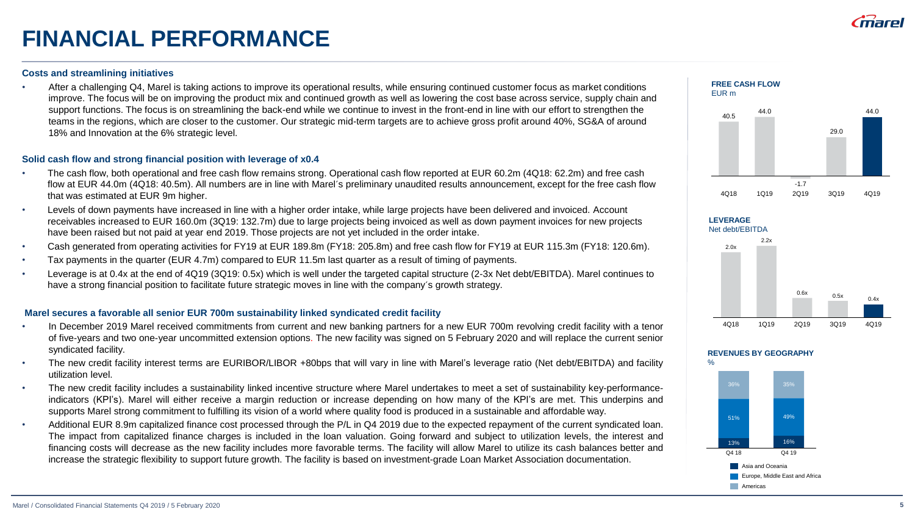# FINANCIAL PERFORMANCE

### Costs and streamlining initiatives

- After a challenging Q4, Marel is taking actions to improve its operational results, while ensuring continued customer focus as market conditions improve. The focus will be on improving the product mix and continued growth as well as lowering the cost base across service, supply chain and support functions. The focus is on streamlining the back-end while we continue to invest in the front-end in line with our effort to strengthen the teams in the regions, which are closer to the customer. Our strategic mid-term targets are to achieve gross profit around 40%, SG&A of around 18% and Innovation at the 6% strategic level.

### Solid cash flow and strong financial position with leverage of x0.4

- The cash flow, both operational and free cash flow remains strong. Operational cash flow reported at EUR 60.2m (4Q18: 62.2m) and free cash flow at EUR 44.0m (4Q18: 40.5m). All numbers are in line with Marel´s preliminary unaudited results announcement, except for the free cash flow that was estimated at EUR 9m higher.
- Levels of down payments have increased in line with a higher order intake, while large projects have been delivered and invoiced. Account receivables increased to EUR 160.0m (3Q19: 132.7m) due to large projects being invoiced as well as down payment invoices for new projects have been raised but not paid at year end 2019. Those projects are not yet included in the order intake.
- Cash generated from operating activities for FY19 at EUR 189.8m (FY18: 205.8m) and free cash flow for FY19 at EUR 115.3m (FY18: 120.6m).
- Tax payments in the quarter (EUR 4.7m) compared to EUR 11.5m last quarter as a result of timing of payments.
- Leverage is at 0.4x at the end of 4Q19 (3Q19: 0.5x) which is well under the targeted capital structure (2-3x Net debt/EBITDA). Marel continues to have a strong financial position to facilitate future strategic moves in line with the company´s growth strategy.

### Marel secures a favorable all senior EUR 700m sustainability linked syndicated credit facility

- In December 2019 Marel received commitments from current and new banking partners for a new EUR 700m revolving credit facility with a tenor of five-years and two one-year uncommitted extension options. The new facility was signed on 5 February 2020 and will replace the current senior syndicated facility.
- The new credit facility interest terms are EURIBOR/LIBOR +80bps that will vary in line with Marel's leverage ratio (Net debt/EBITDA) and facility utilization level.
- The new credit facility includes a sustainability linked incentive structure where Marel undertakes to meet a set of sustainability key-performance-indicators (KPI's). Marel will either receive a margin reduction or increase depending on how many of the KPI's are met. This underpins and supports Marel strong commitment to fulfilling its vision of a world where quality food is produced in a sustainable and affordable way.
- Additional EUR 8.9m capitalized finance cost processed through the P/L in Q4 2019 due to the expected repayment of the current syndicated loan. The impact from capitalized finance charges is included in the loan valuation. Going forward and subject to utilization levels, the interest and financing costs will decrease as the new facility includes more favorable terms. The facility will allow Marel to utilize its cash balances better and increase the strategic flexibility to support future growth. The facility is based on investment-grade Loan Market Association documentation.

**FREE CASH FLOW**
EUR m

| 4Q18 | 1Q19 | 2Q19 | 3Q19 | 4Q19 |
|---|---|---|---|---|
| 40.5 | 44.0 | -1.7 | 29.0 | 44.0 |

**LEVERAGE**
Net debt/EBITDA

| 4Q18 | 1Q19 | 2Q19 | 3Q19 | 4Q19 |
|---|---|---|---|---|
| 2.0x | 2.2x | 0.6x | 0.5x | 0.4x |

**REVENUES BY GEOGRAPHY**
%

| | Q4 18 | Q4 19 |
|---|---|---|
| Americas | 36% | 35% |
| Europe, Middle East and Africa | 51% | 49% |
| Asia and Oceania | 13% | 16% |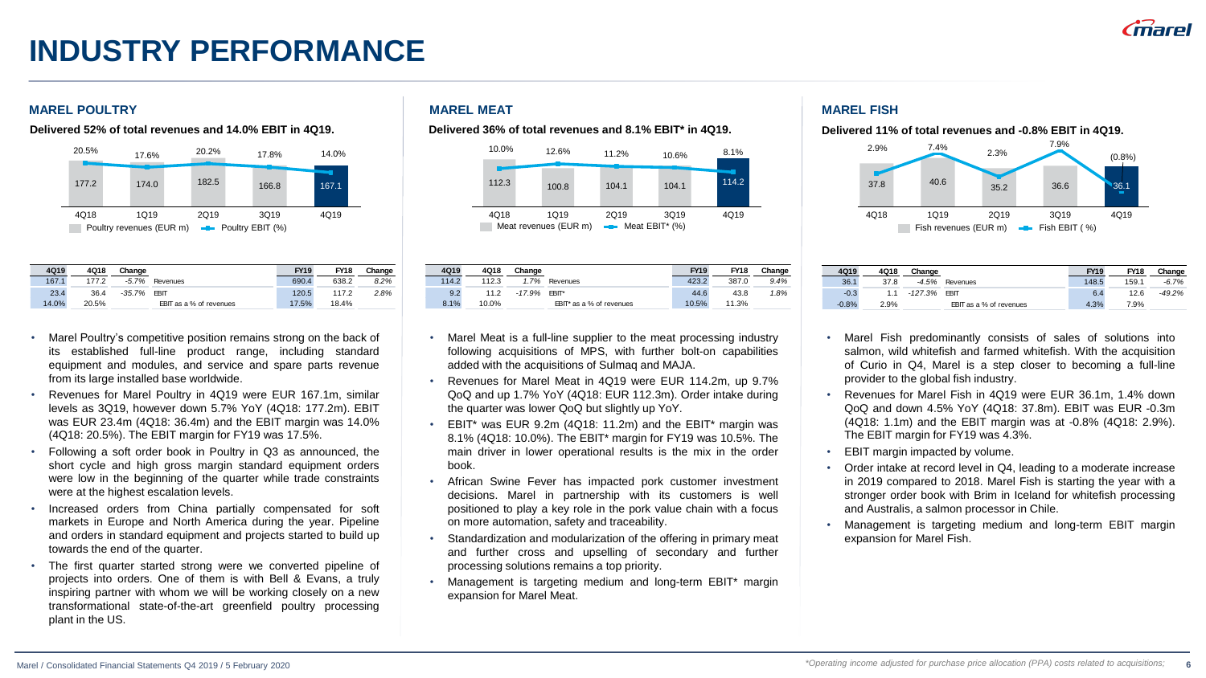# INDUSTRY PERFORMANCE

## MAREL POULTRY

**Delivered 52% of total revenues and 14.0% EBIT in 4Q19.**

| | 4Q18 | 1Q19 | 2Q19 | 3Q19 | 4Q19 |
|---|---|---|---|---|---|
| Poultry revenues (EUR m) | 177.2 | 174.0 | 182.5 | 166.8 | 167.1 |
| Poultry EBIT (%) | 20.5% | 17.6% | 20.2% | 17.8% | 14.0% |

| 4Q19 | 4Q18 | Change | | FY19 | FY18 | Change |
|---|---|---|---|---|---|---|
| 167.1 | 177.2 | -5.7% | Revenues | 690.4 | 638.2 | 8.2% |
| 23.4 | 36.4 | -35.7% | EBIT | 120.5 | 117.2 | 2.8% |
| 14.0% | 20.5% | | EBIT as a % of revenues | 17.5% | 18.4% | |

- Marel Poultry's competitive position remains strong on the back of its established full-line product range, including standard equipment and modules, and service and spare parts revenue from its large installed base worldwide.
- Revenues for Marel Poultry in 4Q19 were EUR 167.1m, similar levels as 3Q19, however down 5.7% YoY (4Q18: 177.2m). EBIT was EUR 23.4m (4Q18: 36.4m) and the EBIT margin was 14.0% (4Q18: 20.5%). The EBIT margin for FY19 was 17.5%.
- Following a soft order book in Poultry in Q3 as announced, the short cycle and high gross margin standard equipment orders were low in the beginning of the quarter while trade constraints were at the highest escalation levels.
- Increased orders from China partially compensated for soft markets in Europe and North America during the year. Pipeline and orders in standard equipment and projects started to build up towards the end of the quarter.
- The first quarter started strong were we converted pipeline of projects into orders. One of them is with Bell & Evans, a truly inspiring partner with whom we will be working closely on a new transformational state-of-the-art greenfield poultry processing plant in the US.

## MAREL MEAT

**Delivered 36% of total revenues and 8.1% EBIT* in 4Q19.**

| | 4Q18 | 1Q19 | 2Q19 | 3Q19 | 4Q19 |
|---|---|---|---|---|---|
| Meat revenues (EUR m) | 112.3 | 100.8 | 104.1 | 104.1 | 114.2 |
| Meat EBIT* (%) | 10.0% | 12.6% | 11.2% | 10.6% | 8.1% |

| 4Q19 | 4Q18 | Change | | FY19 | FY18 | Change |
|---|---|---|---|---|---|---|
| 114.2 | 112.3 | 1.7% | Revenues | 423.2 | 387.0 | 9.4% |
| 9.2 | 11.2 | -17.9% | EBIT* | 44.6 | 43.8 | 1.8% |
| 8.1% | 10.0% | | EBIT* as a % of revenues | 10.5% | 11.3% | |

- Marel Meat is a full-line supplier to the meat processing industry following acquisitions of MPS, with further bolt-on capabilities added with the acquisitions of Sulmaq and MAJA.
- Revenues for Marel Meat in 4Q19 were EUR 114.2m, up 9.7% QoQ and up 1.7% YoY (4Q18: EUR 112.3m). Order intake during the quarter was lower QoQ but slightly up YoY.
- EBIT* was EUR 9.2m (4Q18: 11.2m) and the EBIT* margin was 8.1% (4Q18: 10.0%). The EBIT* margin for FY19 was 10.5%. The main driver in lower operational results is the mix in the order book.
- African Swine Fever has impacted pork customer investment decisions. Marel in partnership with its customers is well positioned to play a key role in the pork value chain with a focus on more automation, safety and traceability.
- Standardization and modularization of the offering in primary meat and further cross and upselling of secondary and further processing solutions remains a top priority.
- Management is targeting medium and long-term EBIT* margin expansion for Marel Meat.

## MAREL FISH

**Delivered 11% of total revenues and -0.8% EBIT in 4Q19.**

| | 4Q18 | 1Q19 | 2Q19 | 3Q19 | 4Q19 |
|---|---|---|---|---|---|
| Fish revenues (EUR m) | 37.8 | 40.6 | 35.2 | 36.6 | 36.1 |
| Fish EBIT (%) | 2.9% | 7.4% | 2.3% | 7.9% | (0.8%) |

| 4Q19 | 4Q18 | Change | | FY19 | FY18 | Change |
|---|---|---|---|---|---|---|
| 36.1 | 37.8 | -4.5% | Revenues | 148.5 | 159.1 | -6.7% |
| -0.3 | 1.1 | -127.3% | EBIT | 6.4 | 12.6 | -49.2% |
| -0.8% | 2.9% | | EBIT as a % of revenues | 4.3% | 7.9% | |

- Marel Fish predominantly consists of sales of solutions into salmon, wild whitefish and farmed whitefish. With the acquisition of Curio in Q4, Marel is a step closer to becoming a full-line provider to the global fish industry.
- Revenues for Marel Fish in 4Q19 were EUR 36.1m, 1.4% down QoQ and down 4.5% YoY (4Q18: 37.8m). EBIT was EUR -0.3m (4Q18: 1.1m) and the EBIT margin was at -0.8% (4Q18: 2.9%). The EBIT margin for FY19 was 4.3%.
- EBIT margin impacted by volume.
- Order intake at record level in Q4, leading to a moderate increase in 2019 compared to 2018. Marel Fish is starting the year with a stronger order book with Brim in Iceland for whitefish processing and Australis, a salmon processor in Chile.
- Management is targeting medium and long-term EBIT margin expansion for Marel Fish.

*Operating income adjusted for purchase price allocation (PPA) costs related to acquisitions;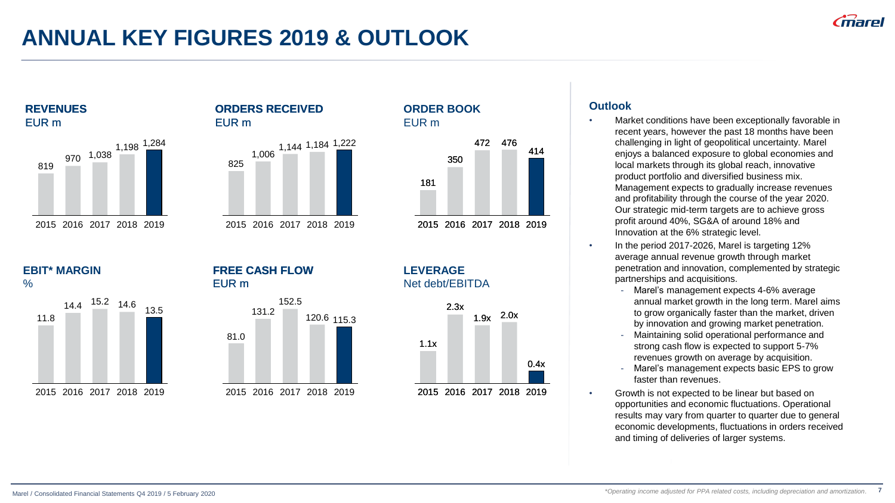# ANNUAL KEY FIGURES 2019 & OUTLOOK

### REVENUES
EUR m

| 2015 | 2016 | 2017 | 2018 | 2019 |
|---|---|---|---|---|
| 819 | 970 | 1,038 | 1,198 | 1,284 |

### ORDERS RECEIVED
EUR m

| 2015 | 2016 | 2017 | 2018 | 2019 |
|---|---|---|---|---|
| 825 | 1,006 | 1,144 | 1,184 | 1,222 |

### ORDER BOOK
EUR m

| 2015 | 2016 | 2017 | 2018 | 2019 |
|---|---|---|---|---|
| 181 | 350 | 472 | 476 | 414 |

### EBIT* MARGIN
%

| 2015 | 2016 | 2017 | 2018 | 2019 |
|---|---|---|---|---|
| 11.8 | 14.4 | 15.2 | 14.6 | 13.5 |

### FREE CASH FLOW
EUR m

| 2015 | 2016 | 2017 | 2018 | 2019 |
|---|---|---|---|---|
| 81.0 | 131.2 | 152.5 | 120.6 | 115.3 |

### LEVERAGE
Net debt/EBITDA

| 2015 | 2016 | 2017 | 2018 | 2019 |
|---|---|---|---|---|
| 1.1x | 2.3x | 1.9x | 2.0x | 0.4x |

### Outlook

- Market conditions have been exceptionally favorable in recent years, however the past 18 months have been challenging in light of geopolitical uncertainty. Marel enjoys a balanced exposure to global economies and local markets through its global reach, innovative product portfolio and diversified business mix. Management expects to gradually increase revenues and profitability through the course of the year 2020. Our strategic mid-term targets are to achieve gross profit around 40%, SG&A of around 18% and Innovation at the 6% strategic level.
- In the period 2017-2026, Marel is targeting 12% average annual revenue growth through market penetration and innovation, complemented by strategic partnerships and acquisitions.
  - Marel's management expects 4-6% average annual market growth in the long term. Marel aims to grow organically faster than the market, driven by innovation and growing market penetration.
  - Maintaining solid operational performance and strong cash flow is expected to support 5-7% revenues growth on average by acquisition.
  - Marel's management expects basic EPS to grow faster than revenues.
- Growth is not expected to be linear but based on opportunities and economic fluctuations. Operational results may vary from quarter to quarter due to general economic developments, fluctuations in orders received and timing of deliveries of larger systems.

*Operating income adjusted for PPA related costs, including depreciation and amortization.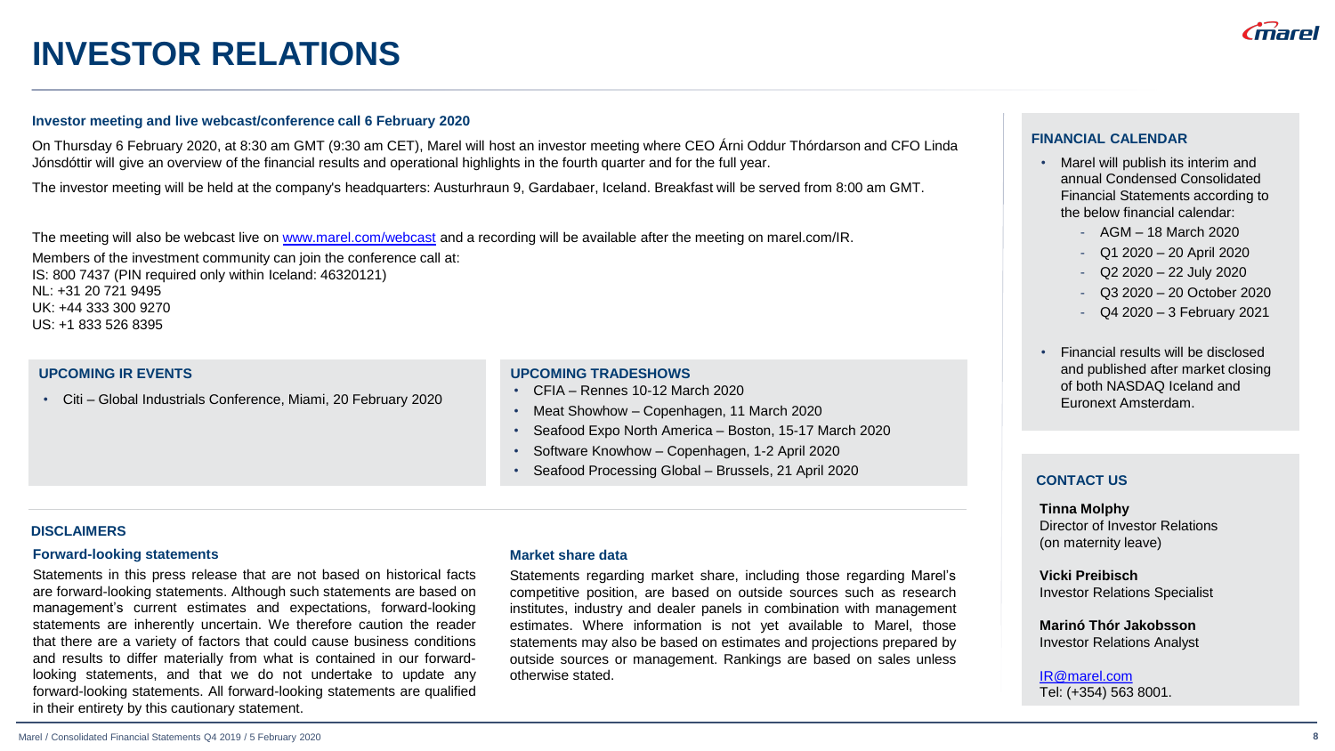# INVESTOR RELATIONS

### Investor meeting and live webcast/conference call 6 February 2020

On Thursday 6 February 2020, at 8:30 am GMT (9:30 am CET), Marel will host an investor meeting where CEO Árni Oddur Thórdarson and CFO Linda Jónsdóttir will give an overview of the financial results and operational highlights in the fourth quarter and for the full year.

The investor meeting will be held at the company's headquarters: Austurhraun 9, Gardabaer, Iceland. Breakfast will be served from 8:00 am GMT.

The meeting will also be webcast live on www.marel.com/webcast and a recording will be available after the meeting on marel.com/IR.

Members of the investment community can join the conference call at:
IS: 800 7437 (PIN required only within Iceland: 46320121)
NL: +31 20 721 9495
UK: +44 333 300 9270
US: +1 833 526 8395

### UPCOMING IR EVENTS

- Citi – Global Industrials Conference, Miami, 20 February 2020

### UPCOMING TRADESHOWS

- CFIA – Rennes 10-12 March 2020
- Meat Showhow – Copenhagen, 11 March 2020
- Seafood Expo North America – Boston, 15-17 March 2020
- Software Knowhow – Copenhagen, 1-2 April 2020
- Seafood Processing Global – Brussels, 21 April 2020

## DISCLAIMERS

### Forward-looking statements

Statements in this press release that are not based on historical facts are forward-looking statements. Although such statements are based on management's current estimates and expectations, forward-looking statements are inherently uncertain. We therefore caution the reader that there are a variety of factors that could cause business conditions and results to differ materially from what is contained in our forward-looking statements, and that we do not undertake to update any forward-looking statements. All forward-looking statements are qualified in their entirety by this cautionary statement.

### Market share data

Statements regarding market share, including those regarding Marel's competitive position, are based on outside sources such as research institutes, industry and dealer panels in combination with management estimates. Where information is not yet available to Marel, those statements may also be based on estimates and projections prepared by outside sources or management. Rankings are based on sales unless otherwise stated.

### FINANCIAL CALENDAR

- Marel will publish its interim and annual Condensed Consolidated Financial Statements according to the below financial calendar:
  - AGM – 18 March 2020
  - Q1 2020 – 20 April 2020
  - Q2 2020 – 22 July 2020
  - Q3 2020 – 20 October 2020
  - Q4 2020 – 3 February 2021
- Financial results will be disclosed and published after market closing of both NASDAQ Iceland and Euronext Amsterdam.

### CONTACT US

**Tinna Molphy**
Director of Investor Relations
(on maternity leave)

**Vicki Preibisch**
Investor Relations Specialist

**Marinó Thór Jakobsson**
Investor Relations Analyst

IR@marel.com
Tel: (+354) 563 8001.